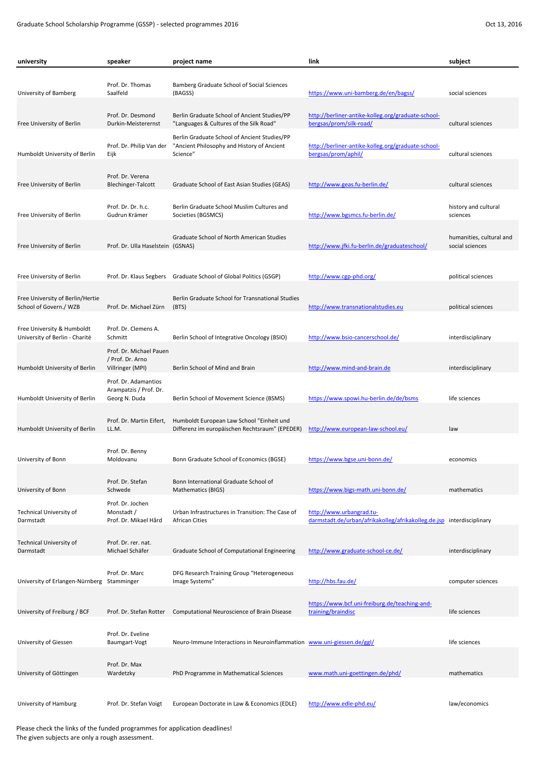Graduate School Scholarship Programme (GSSP) - selected programmes 2016

Oct 13, 2016

| university | speaker | project name | link | subject |
|---|---|---|---|---|
| University of Bamberg | Prof. Dr. Thomas Saalfeld | Bamberg Graduate School of Social Sciences (BAGSS) | https://www.uni-bamberg.de/en/bagss/ | social sciences |
| Free University of Berlin | Prof. Dr. Desmond Durkin-Meisterernst | Berlin Graduate School of Ancient Studies/PP "Languages & Cultures of the Silk Road" | http://berliner-antike-kolleg.org/graduate-school-bergsas/prom/silk-road/ | cultural sciences |
| Humboldt University of Berlin | Prof. Dr. Philip Van der Eijk | Berlin Graduate School of Ancient Studies/PP "Ancient Philosophy and History of Ancient Science" | http://berliner-antike-kolleg.org/graduate-school-bergsas/prom/aphil/ | cultural sciences |
| Free University of Berlin | Prof. Dr. Verena Blechinger-Talcott | Graduate School of East Asian Studies (GEAS) | http://www.geas.fu-berlin.de/ | cultural sciences |
| Free University of Berlin | Prof. Dr. Dr. h.c. Gudrun Krämer | Berlin Graduate School Muslim Cultures and Societies (BGSMCS) | http://www.bgsmcs.fu-berlin.de/ | history and cultural sciences |
| Free University of Berlin | Prof. Dr. Ulla Haselstein | Graduate School of North American Studies (GSNAS) | http://www.jfki.fu-berlin.de/graduateschool/ | humanities, cultural and social sciences |
| Free University of Berlin | Prof. Dr. Klaus Segbers | Graduate School of Global Politics (GSGP) | http://www.cgp-phd.org/ | political sciences |
| Free University of Berlin/Hertie School of Govern./ WZB | Prof. Dr. Michael Zürn | Berlin Graduate School for Transnational Studies (BTS) | http://www.transnationalstudies.eu | political sciences |
| Free University & Humboldt University of Berlin - Charité | Prof. Dr. Clemens A. Schmitt | Berlin School of Integrative Oncology (BSIO) | http://www.bsio-cancerschool.de/ | interdisciplinary |
| Humboldt University of Berlin | Prof. Dr. Michael Pauen / Prof. Dr. Arno Villringer (MPI) | Berlin School of Mind and Brain | http://www.mind-and-brain.de | interdisciplinary |
| Humboldt University of Berlin | Prof. Dr. Adamantios Arampatzis / Prof. Dr. Georg N. Duda | Berlin School of Movement Science (BSMS) | https://www.spowi.hu-berlin.de/de/bsms | life sciences |
| Humboldt University of Berlin | Prof. Dr. Martin Eifert, LL.M. | Humboldt European Law School "Einheit und Differenz im europäischen Rechtsraum" (EPEDER) | http://www.european-law-school.eu/ | law |
| University of Bonn | Prof. Dr. Benny Moldovanu | Bonn Graduate School of Economics (BGSE) | https://www.bgse.uni-bonn.de/ | economics |
| University of Bonn | Prof. Dr. Stefan Schwede | Bonn International Graduate School of Mathematics (BIGS) | https://www.bigs-math.uni-bonn.de/ | mathematics |
| Technical University of Darmstadt | Prof. Dr. Jochen Monstadt / Prof. Dr. Mikael Hård | Urban Infrastructures in Transition: The Case of African Cities | http://www.urbangrad.tu-darmstadt.de/urban/afrikakolleg/afrikakolleg.de.jsp | interdisciplinary |
| Technical University of Darmstadt | Prof. Dr. rer. nat. Michael Schäfer | Graduate School of Computational Engineering | http://www.graduate-school-ce.de/ | interdisciplinary |
| University of Erlangen-Nürnberg | Prof. Dr. Marc Stamminger | DFG Research Training Group "Heterogeneous Image Systems" | http://hbs.fau.de/ | computer sciences |
| University of Freiburg / BCF | Prof. Dr. Stefan Rotter | Computational Neuroscience of Brain Disease | https://www.bcf.uni-freiburg.de/teaching-and-training/braindisc | life sciences |
| University of Giessen | Prof. Dr. Eveline Baumgart-Vogt | Neuro-Immune Interactions in Neuroinflammation | www.uni-giessen.de/ggl/ | life sciences |
| University of Göttingen | Prof. Dr. Max Wardetzky | PhD Programme in Mathematical Sciences | www.math.uni-goettingen.de/phd/ | mathematics |
| University of Hamburg | Prof. Dr. Stefan Voigt | European Doctorate in Law & Economics (EDLE) | http://www.edle-phd.eu/ | law/economics |

Please check the links of the funded programmes for application deadlines!
The given subjects are only a rough assessment.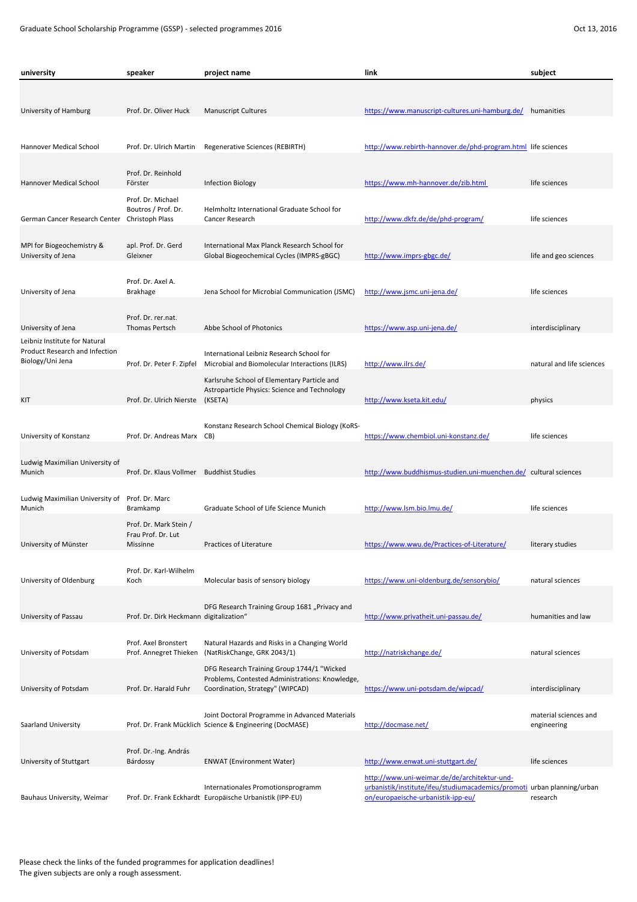| university | speaker | project name | link | subject |
|---|---|---|---|---|
| University of Hamburg | Prof. Dr. Oliver Huck | Manuscript Cultures | https://www.manuscript-cultures.uni-hamburg.de/ | humanities |
| Hannover Medical School | Prof. Dr. Ulrich Martin | Regenerative Sciences (REBIRTH) | http://www.rebirth-hannover.de/phd-program.html | life sciences |
| Hannover Medical School | Prof. Dr. Reinhold Förster | Infection Biology | https://www.mh-hannover.de/zib.html | life sciences |
| German Cancer Research Center | Prof. Dr. Michael Boutros / Prof. Dr. Christoph Plass | Helmholtz International Graduate School for Cancer Research | http://www.dkfz.de/de/phd-program/ | life sciences |
| MPI for Biogeochemistry & University of Jena | apl. Prof. Dr. Gerd Gleixner | International Max Planck Research School for Global Biogeochemical Cycles (IMPRS-gBGC) | http://www.imprs-gbgc.de/ | life and geo sciences |
| University of Jena | Prof. Dr. Axel A. Brakhage | Jena School for Microbial Communication (JSMC) | http://www.jsmc.uni-jena.de/ | life sciences |
| University of Jena | Prof. Dr. rer.nat. Thomas Pertsch | Abbe School of Photonics | https://www.asp.uni-jena.de/ | interdisciplinary |
| Leibniz Institute for Natural Product Research and Infection Biology/Uni Jena | Prof. Dr. Peter F. Zipfel | International Leibniz Research School for Microbial and Biomolecular Interactions (ILRS) | http://www.ilrs.de/ | natural and life sciences |
| KIT | Prof. Dr. Ulrich Nierste | Karlsruhe School of Elementary Particle and Astroparticle Physics: Science and Technology (KSETA) | http://www.kseta.kit.edu/ | physics |
| University of Konstanz | Prof. Dr. Andreas Marx | Konstanz Research School Chemical Biology (KoRS-CB) | https://www.chembiol.uni-konstanz.de/ | life sciences |
| Ludwig Maximilian University of Munich | Prof. Dr. Klaus Vollmer | Buddhist Studies | http://www.buddhismus-studien.uni-muenchen.de/ | cultural sciences |
| Ludwig Maximilian University of Munich | Prof. Dr. Marc Bramkamp | Graduate School of Life Science Munich | http://www.lsm.bio.lmu.de/ | life sciences |
| University of Münster | Prof. Dr. Mark Stein / Frau Prof. Dr. Lut Missinne | Practices of Literature | https://www.wwu.de/Practices-of-Literature/ | literary studies |
| University of Oldenburg | Prof. Dr. Karl-Wilhelm Koch | Molecular basis of sensory biology | https://www.uni-oldenburg.de/sensorybio/ | natural sciences |
| University of Passau | Prof. Dr. Dirk Heckmann | DFG Research Training Group 1681 „Privacy and digitalization“ | http://www.privatheit.uni-passau.de/ | humanities and law |
| University of Potsdam | Prof. Axel Bronstert Prof. Annegret Thieken | Natural Hazards and Risks in a Changing World (NatRiskChange, GRK 2043/1) | http://natriskchange.de/ | natural sciences |
| University of Potsdam | Prof. Dr. Harald Fuhr | DFG Research Training Group 1744/1 "Wicked Problems, Contested Administrations: Knowledge, Coordination, Strategy" (WIPCAD) | https://www.uni-potsdam.de/wipcad/ | interdisciplinary |
| Saarland University | Prof. Dr. Frank Mücklich | Joint Doctoral Programme in Advanced Materials Science & Engineering (DocMASE) | http://docmase.net/ | material sciences and engineering |
| University of Stuttgart | Prof. Dr.-Ing. András Bárdossy | ENWAT (Environment Water) | http://www.enwat.uni-stuttgart.de/ | life sciences |
| Bauhaus University, Weimar | Prof. Dr. Frank Eckhardt | Internationales Promotionsprogramm Europäische Urbanistik (IPP-EU) | http://www.uni-weimar.de/de/architektur-und-urbanistik/institute/ifeu/studiumacademics/promotion/europaeische-urbanistik-ipp-eu/ | urban planning/urban research |

Please check the links of the funded programmes for application deadlines!
The given subjects are only a rough assessment.